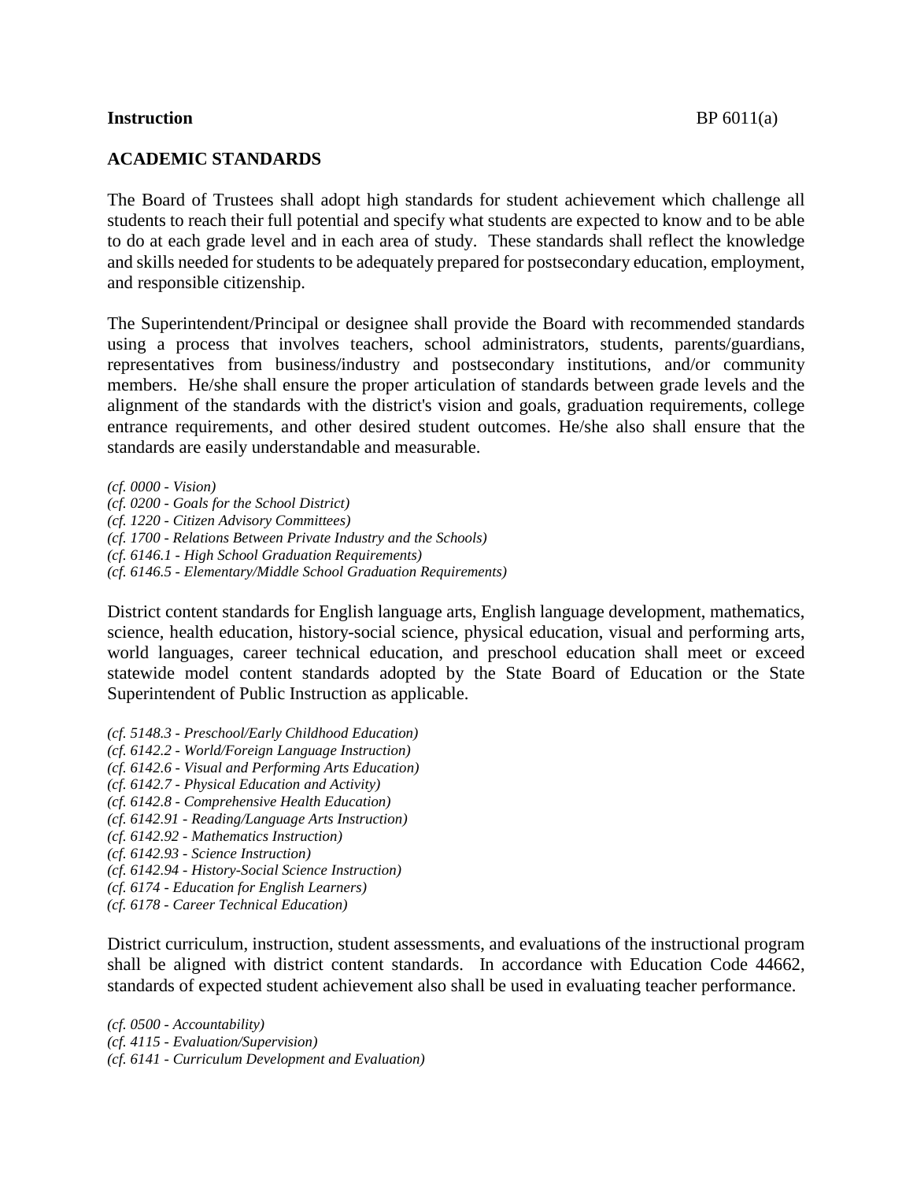**Instruction** BP 6011(a)

## ACADEMIC STANDARDS

The Board of Trustees shall adopt high standards for student achievement which challenge all students to reach their full potential and specify what students are expected to know and to be able to do at each grade level and in each area of study. These standards shall reflect the knowledge and skills needed for students to be adequately prepared for postsecondary education, employment, and responsible citizenship.

The Superintendent/Principal or designee shall provide the Board with recommended standards using a process that involves teachers, school administrators, students, parents/guardians, representatives from business/industry and postsecondary institutions, and/or community members. He/she shall ensure the proper articulation of standards between grade levels and the alignment of the standards with the district's vision and goals, graduation requirements, college entrance requirements, and other desired student outcomes. He/she also shall ensure that the standards are easily understandable and measurable.

*(cf. 0000 - Vision)*
*(cf. 0200 - Goals for the School District)*
*(cf. 1220 - Citizen Advisory Committees)*
*(cf. 1700 - Relations Between Private Industry and the Schools)*
*(cf. 6146.1 - High School Graduation Requirements)*
*(cf. 6146.5 - Elementary/Middle School Graduation Requirements)*

District content standards for English language arts, English language development, mathematics, science, health education, history-social science, physical education, visual and performing arts, world languages, career technical education, and preschool education shall meet or exceed statewide model content standards adopted by the State Board of Education or the State Superintendent of Public Instruction as applicable.

*(cf. 5148.3 - Preschool/Early Childhood Education)*
*(cf. 6142.2 - World/Foreign Language Instruction)*
*(cf. 6142.6 - Visual and Performing Arts Education)*
*(cf. 6142.7 - Physical Education and Activity)*
*(cf. 6142.8 - Comprehensive Health Education)*
*(cf. 6142.91 - Reading/Language Arts Instruction)*
*(cf. 6142.92 - Mathematics Instruction)*
*(cf. 6142.93 - Science Instruction)*
*(cf. 6142.94 - History-Social Science Instruction)*
*(cf. 6174 - Education for English Learners)*
*(cf. 6178 - Career Technical Education)*

District curriculum, instruction, student assessments, and evaluations of the instructional program shall be aligned with district content standards. In accordance with Education Code 44662, standards of expected student achievement also shall be used in evaluating teacher performance.

*(cf. 0500 - Accountability)*
*(cf. 4115 - Evaluation/Supervision)*
*(cf. 6141 - Curriculum Development and Evaluation)*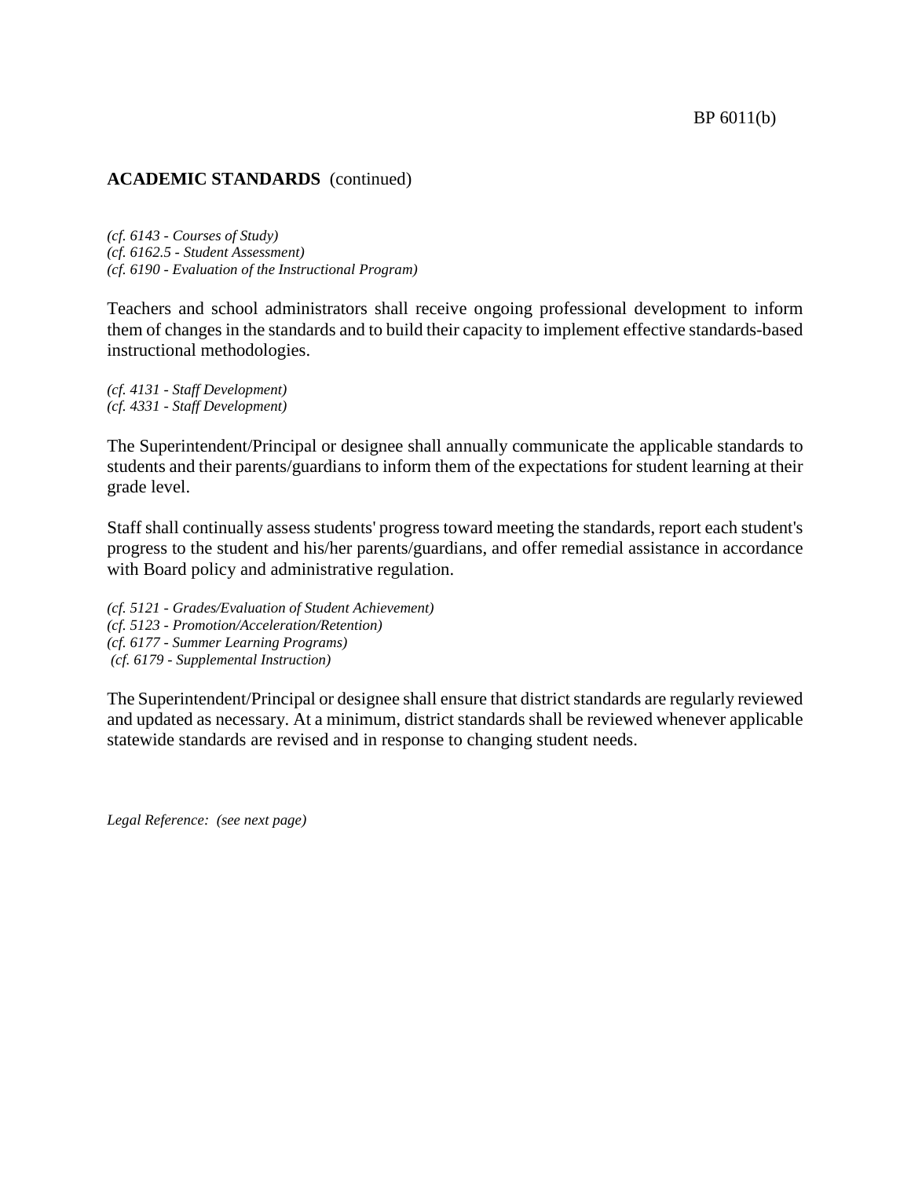**ACADEMIC STANDARDS** (continued)

*(cf. 6143 - Courses of Study)*
*(cf. 6162.5 - Student Assessment)*
*(cf. 6190 - Evaluation of the Instructional Program)*

Teachers and school administrators shall receive ongoing professional development to inform them of changes in the standards and to build their capacity to implement effective standards-based instructional methodologies.

*(cf. 4131 - Staff Development)*
*(cf. 4331 - Staff Development)*

The Superintendent/Principal or designee shall annually communicate the applicable standards to students and their parents/guardians to inform them of the expectations for student learning at their grade level.

Staff shall continually assess students' progress toward meeting the standards, report each student's progress to the student and his/her parents/guardians, and offer remedial assistance in accordance with Board policy and administrative regulation.

*(cf. 5121 - Grades/Evaluation of Student Achievement)*
*(cf. 5123 - Promotion/Acceleration/Retention)*
*(cf. 6177 - Summer Learning Programs)*
*(cf. 6179 - Supplemental Instruction)*

The Superintendent/Principal or designee shall ensure that district standards are regularly reviewed and updated as necessary. At a minimum, district standards shall be reviewed whenever applicable statewide standards are revised and in response to changing student needs.

*Legal Reference: (see next page)*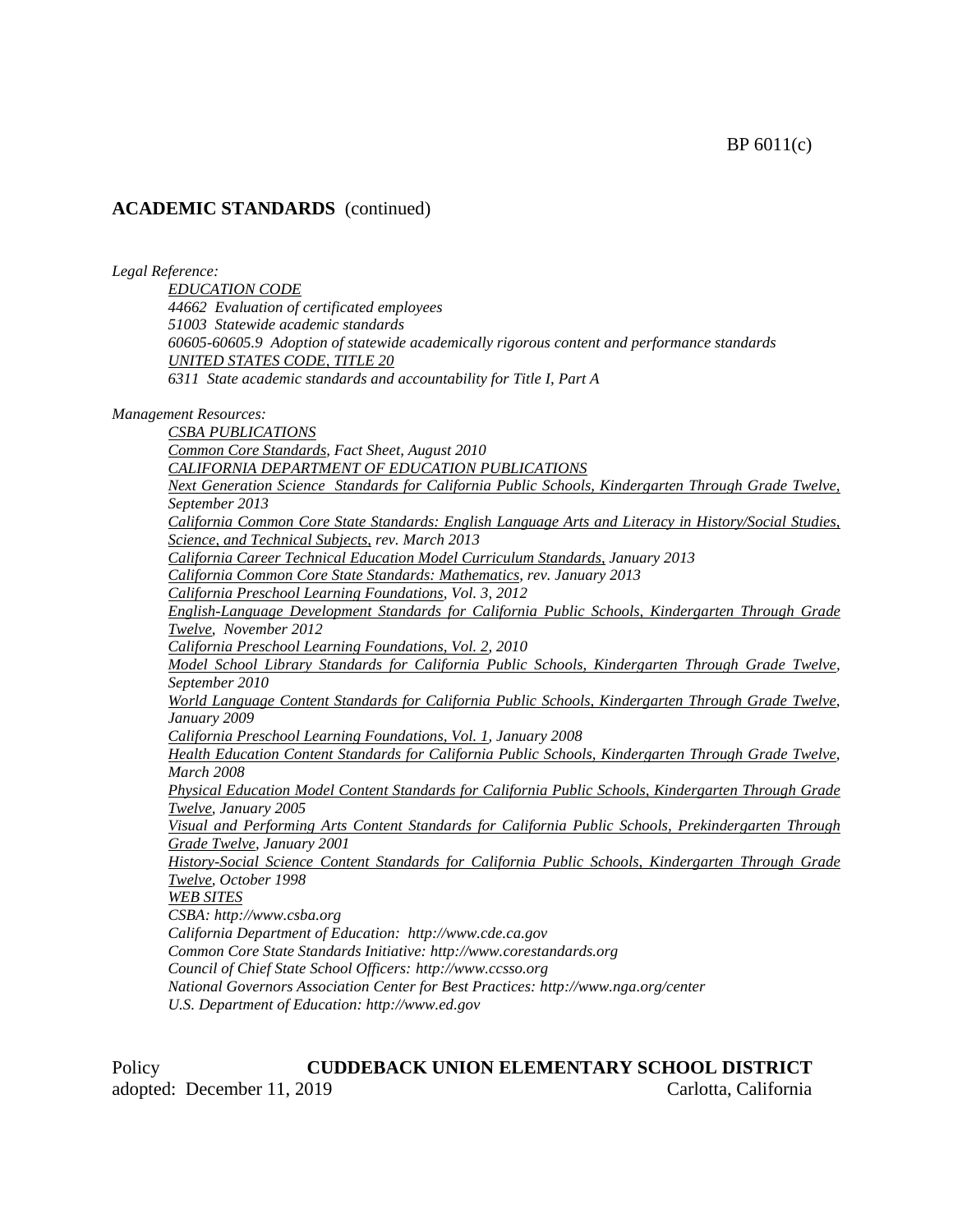BP 6011(c)

**ACADEMIC STANDARDS** (continued)

*Legal Reference:*

*EDUCATION CODE*
*44662 Evaluation of certificated employees*
*51003 Statewide academic standards*
*60605-60605.9 Adoption of statewide academically rigorous content and performance standards*
*UNITED STATES CODE, TITLE 20*
*6311 State academic standards and accountability for Title I, Part A*

*Management Resources:*

*CSBA PUBLICATIONS*
*Common Core Standards, Fact Sheet, August 2010*
*CALIFORNIA DEPARTMENT OF EDUCATION PUBLICATIONS*
*Next Generation Science Standards for California Public Schools, Kindergarten Through Grade Twelve, September 2013*
*California Common Core State Standards: English Language Arts and Literacy in History/Social Studies, Science, and Technical Subjects, rev. March 2013*
*California Career Technical Education Model Curriculum Standards, January 2013*
*California Common Core State Standards: Mathematics, rev. January 2013*
*California Preschool Learning Foundations, Vol. 3, 2012*
*English-Language Development Standards for California Public Schools, Kindergarten Through Grade Twelve, November 2012*
*California Preschool Learning Foundations, Vol. 2, 2010*
*Model School Library Standards for California Public Schools, Kindergarten Through Grade Twelve, September 2010*
*World Language Content Standards for California Public Schools, Kindergarten Through Grade Twelve, January 2009*
*California Preschool Learning Foundations, Vol. 1, January 2008*
*Health Education Content Standards for California Public Schools, Kindergarten Through Grade Twelve, March 2008*
*Physical Education Model Content Standards for California Public Schools, Kindergarten Through Grade Twelve, January 2005*
*Visual and Performing Arts Content Standards for California Public Schools, Prekindergarten Through Grade Twelve, January 2001*
*History-Social Science Content Standards for California Public Schools, Kindergarten Through Grade Twelve, October 1998*
*WEB SITES*
*CSBA: http://www.csba.org*
*California Department of Education: http://www.cde.ca.gov*
*Common Core State Standards Initiative: http://www.corestandards.org*
*Council of Chief State School Officers: http://www.ccsso.org*
*National Governors Association Center for Best Practices: http://www.nga.org/center*
*U.S. Department of Education: http://www.ed.gov*

Policy **CUDDEBACK UNION ELEMENTARY SCHOOL DISTRICT**
adopted: December 11, 2019 Carlotta, California